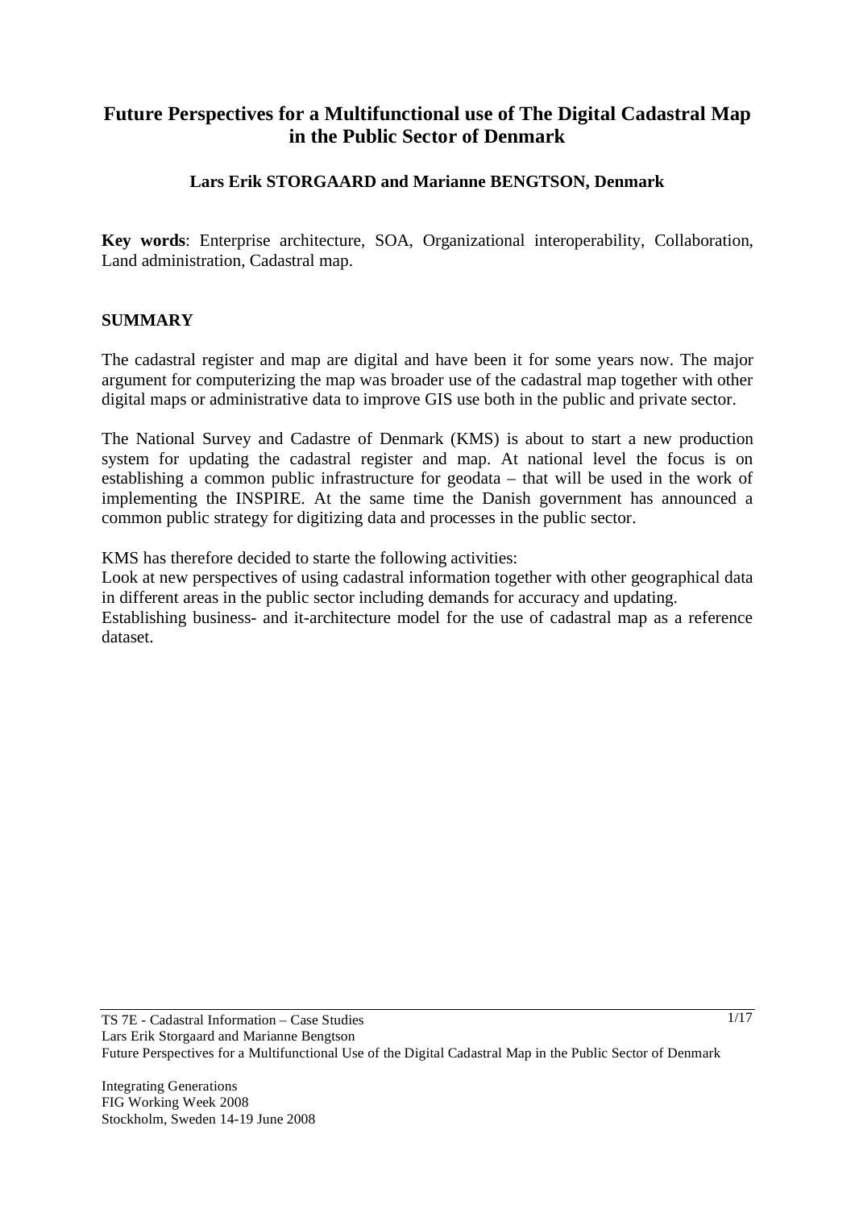# Future Perspectives for a Multifunctional use of The Digital Cadastral Map in the Public Sector of Denmark

**Lars Erik STORGAARD and Marianne BENGTSON, Denmark**

**Key words**: Enterprise architecture, SOA, Organizational interoperability, Collaboration, Land administration, Cadastral map.

## SUMMARY

The cadastral register and map are digital and have been it for some years now. The major argument for computerizing the map was broader use of the cadastral map together with other digital maps or administrative data to improve GIS use both in the public and private sector.

The National Survey and Cadastre of Denmark (KMS) is about to start a new production system for updating the cadastral register and map. At national level the focus is on establishing a common public infrastructure for geodata – that will be used in the work of implementing the INSPIRE. At the same time the Danish government has announced a common public strategy for digitizing data and processes in the public sector.

KMS has therefore decided to starte the following activities:
Look at new perspectives of using cadastral information together with other geographical data in different areas in the public sector including demands for accuracy and updating.
Establishing business- and it-architecture model for the use of cadastral map as a reference dataset.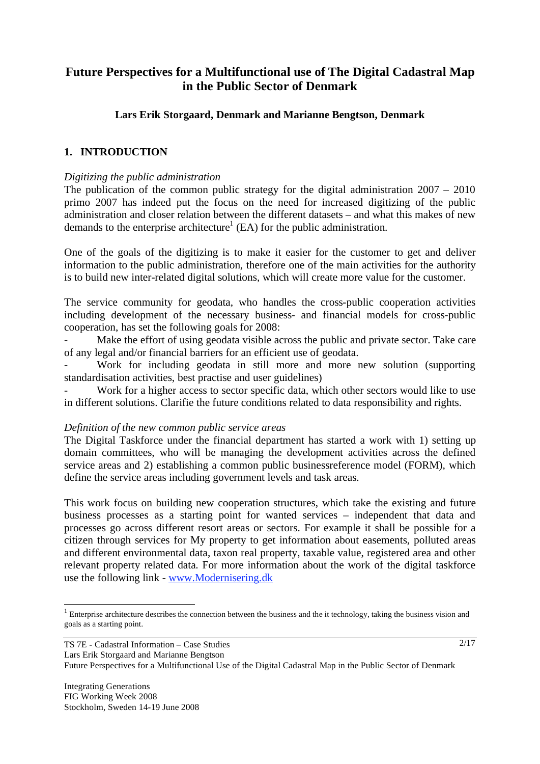# Future Perspectives for a Multifunctional use of The Digital Cadastral Map in the Public Sector of Denmark

**Lars Erik Storgaard, Denmark and Marianne Bengtson, Denmark**

## 1. INTRODUCTION

*Digitizing the public administration*

The publication of the common public strategy for the digital administration 2007 – 2010 primo 2007 has indeed put the focus on the need for increased digitizing of the public administration and closer relation between the different datasets – and what this makes of new demands to the enterprise architecture[1] (EA) for the public administration.

One of the goals of the digitizing is to make it easier for the customer to get and deliver information to the public administration, therefore one of the main activities for the authority is to build new inter-related digital solutions, which will create more value for the customer.

The service community for geodata, who handles the cross-public cooperation activities including development of the necessary business- and financial models for cross-public cooperation, has set the following goals for 2008:

- Make the effort of using geodata visible across the public and private sector. Take care of any legal and/or financial barriers for an efficient use of geodata.
- Work for including geodata in still more and more new solution (supporting standardisation activities, best practise and user guidelines)
- Work for a higher access to sector specific data, which other sectors would like to use in different solutions. Clarifie the future conditions related to data responsibility and rights.

*Definition of the new common public service areas*

The Digital Taskforce under the financial department has started a work with 1) setting up domain committees, who will be managing the development activities across the defined service areas and 2) establishing a common public businessreference model (FORM), which define the service areas including government levels and task areas.

This work focus on building new cooperation structures, which take the existing and future business processes as a starting point for wanted services – independent that data and processes go across different resort areas or sectors. For example it shall be possible for a citizen through services for My property to get information about easements, polluted areas and different environmental data, taxon real property, taxable value, registered area and other relevant property related data. For more information about the work of the digital taskforce use the following link - www.Modernisering.dk

[1] Enterprise architecture describes the connection between the business and the it technology, taking the business vision and goals as a starting point.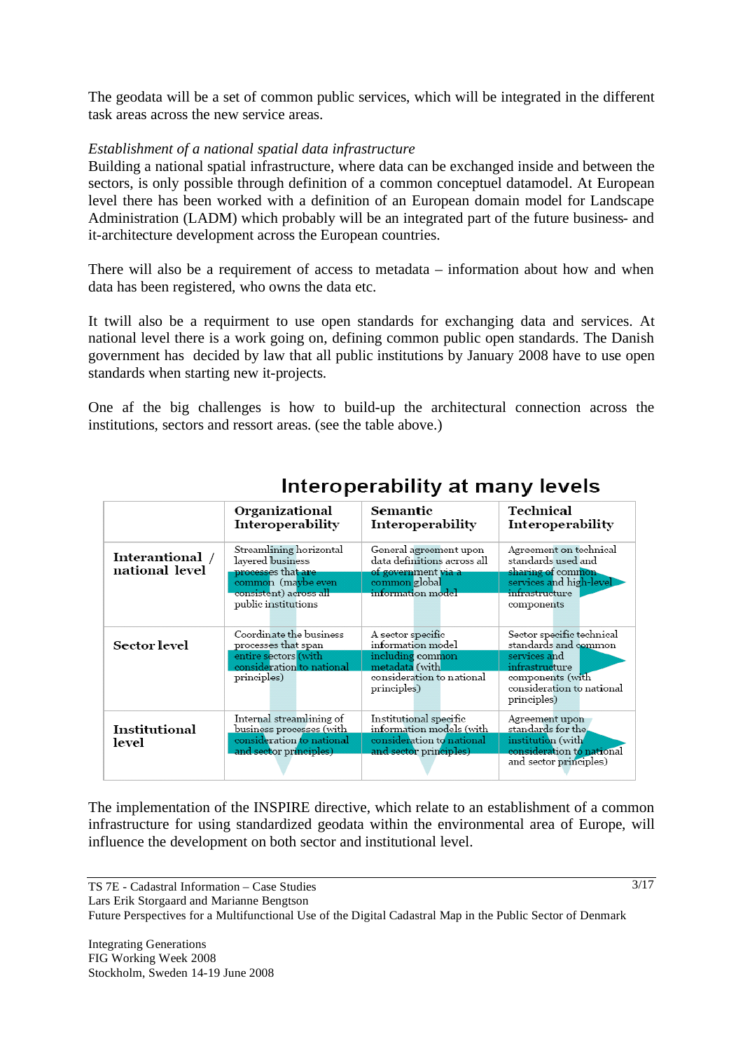The geodata will be a set of common public services, which will be integrated in the different task areas across the new service areas.

*Establishment of a national spatial data infrastructure*

Building a national spatial infrastructure, where data can be exchanged inside and between the sectors, is only possible through definition of a common conceptuel datamodel. At European level there has been worked with a definition of an European domain model for Landscape Administration (LADM) which probably will be an integrated part of the future business- and it-architecture development across the European countries.

There will also be a requirement of access to metadata – information about how and when data has been registered, who owns the data etc.

It twill also be a requirment to use open standards for exchanging data and services. At national level there is a work going on, defining common public open standards. The Danish government has decided by law that all public institutions by January 2008 have to use open standards when starting new it-projects.

One af the big challenges is how to build-up the architectural connection across the institutions, sectors and ressort areas. (see the table above.)

**Interoperability at many levels**

| | Organizational Interoperability | Semantic Interoperability | Technical Interoperability |
|---|---|---|---|
| **Interantional / national level** | Streamlining horizontal layered business processes that are common (maybe even consistent) across all public institutions | General agreement upon data definitions across all of government via a common global information model | Agreement on technical standards used and sharing of common services and high-level infrastructure components |
| **Sector level** | Coordinate the business processes that span entire sectors (with consideration to national principles) | A sector specific information model including common metadata (with consideration to national principles) | Sector specific technical standards and common services and infrastructure components (with consideration to national principles) |
| **Institutional level** | Internal streamlining of business processes (with consideration to national and sector principles) | Institutional specific information models (with consideration to national and sector principles) | Agreement upon standards for the institution (with consideration to national and sector principles) |

The implementation of the INSPIRE directive, which relate to an establishment of a common infrastructure for using standardized geodata within the environmental area of Europe, will influence the development on both sector and institutional level.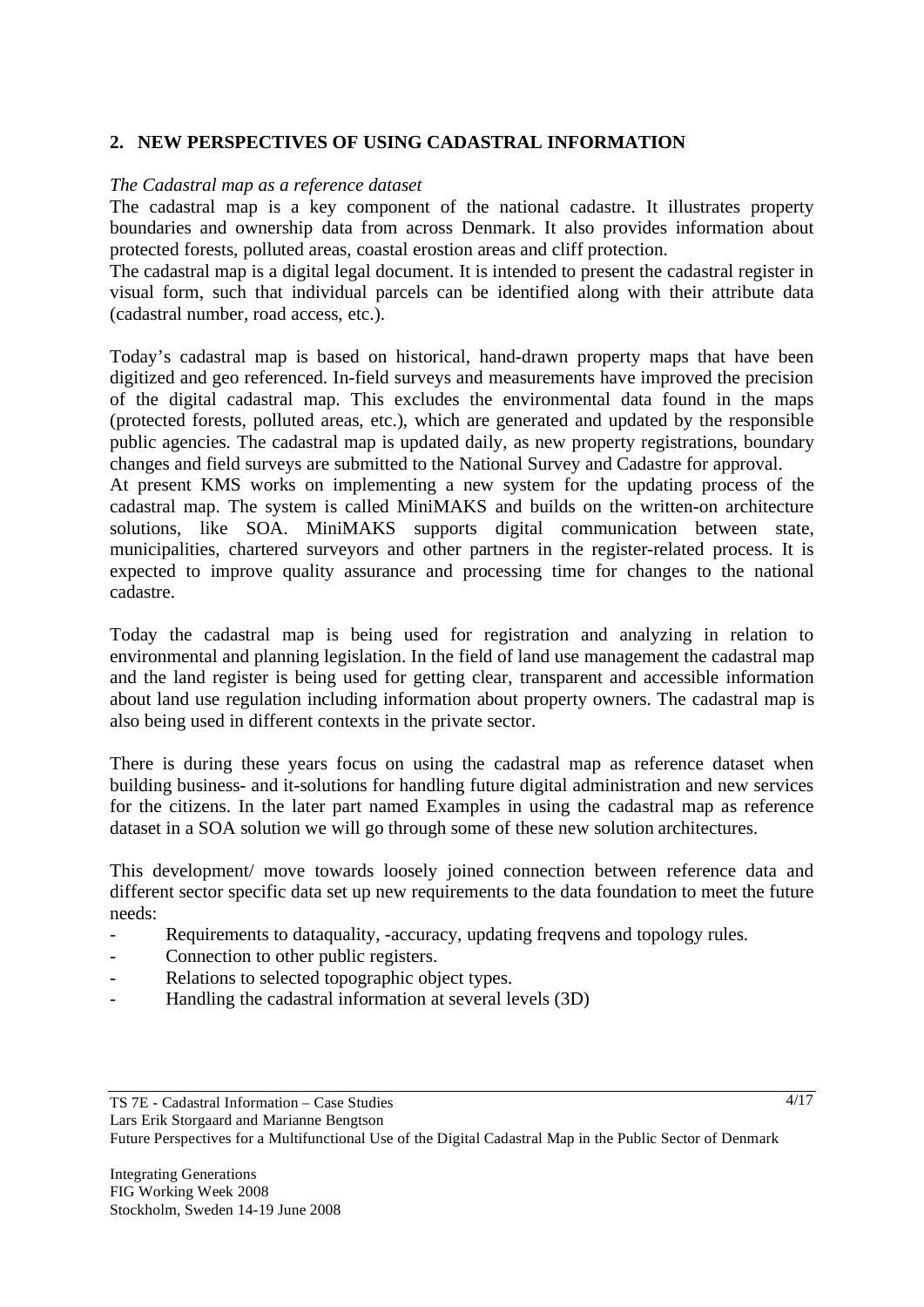## 2. NEW PERSPECTIVES OF USING CADASTRAL INFORMATION

*The Cadastral map as a reference dataset*

The cadastral map is a key component of the national cadastre. It illustrates property boundaries and ownership data from across Denmark. It also provides information about protected forests, polluted areas, coastal erostion areas and cliff protection.

The cadastral map is a digital legal document. It is intended to present the cadastral register in visual form, such that individual parcels can be identified along with their attribute data (cadastral number, road access, etc.).

Today's cadastral map is based on historical, hand-drawn property maps that have been digitized and geo referenced. In-field surveys and measurements have improved the precision of the digital cadastral map. This excludes the environmental data found in the maps (protected forests, polluted areas, etc.), which are generated and updated by the responsible public agencies. The cadastral map is updated daily, as new property registrations, boundary changes and field surveys are submitted to the National Survey and Cadastre for approval.

At present KMS works on implementing a new system for the updating process of the cadastral map. The system is called MiniMAKS and builds on the written-on architecture solutions, like SOA. MiniMAKS supports digital communication between state, municipalities, chartered surveyors and other partners in the register-related process. It is expected to improve quality assurance and processing time for changes to the national cadastre.

Today the cadastral map is being used for registration and analyzing in relation to environmental and planning legislation. In the field of land use management the cadastral map and the land register is being used for getting clear, transparent and accessible information about land use regulation including information about property owners. The cadastral map is also being used in different contexts in the private sector.

There is during these years focus on using the cadastral map as reference dataset when building business- and it-solutions for handling future digital administration and new services for the citizens. In the later part named Examples in using the cadastral map as reference dataset in a SOA solution we will go through some of these new solution architectures.

This development/ move towards loosely joined connection between reference data and different sector specific data set up new requirements to the data foundation to meet the future needs:

- Requirements to dataquality, -accuracy, updating freqvens and topology rules.
- Connection to other public registers.
- Relations to selected topographic object types.
- Handling the cadastral information at several levels (3D)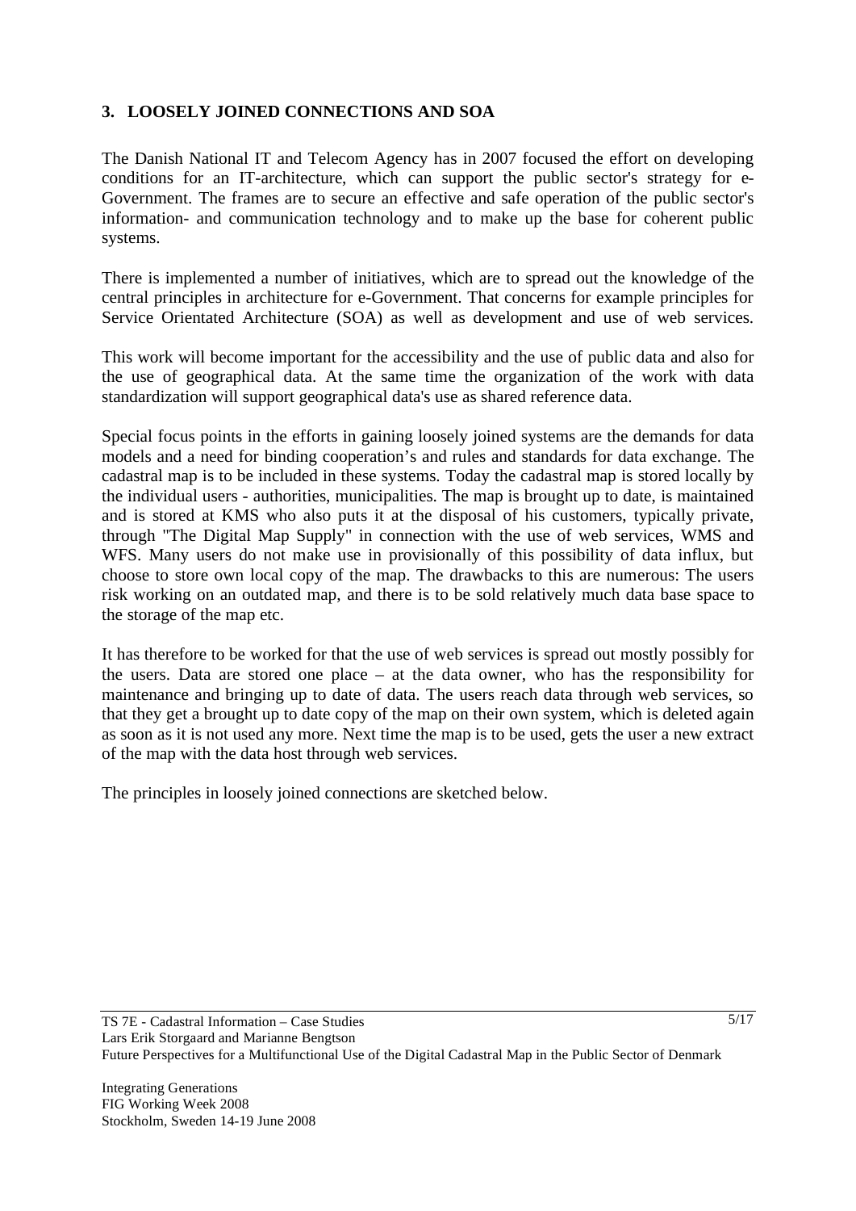## 3. LOOSELY JOINED CONNECTIONS AND SOA

The Danish National IT and Telecom Agency has in 2007 focused the effort on developing conditions for an IT-architecture, which can support the public sector's strategy for e-Government. The frames are to secure an effective and safe operation of the public sector's information- and communication technology and to make up the base for coherent public systems.

There is implemented a number of initiatives, which are to spread out the knowledge of the central principles in architecture for e-Government. That concerns for example principles for Service Orientated Architecture (SOA) as well as development and use of web services.

This work will become important for the accessibility and the use of public data and also for the use of geographical data. At the same time the organization of the work with data standardization will support geographical data's use as shared reference data.

Special focus points in the efforts in gaining loosely joined systems are the demands for data models and a need for binding cooperation's and rules and standards for data exchange. The cadastral map is to be included in these systems. Today the cadastral map is stored locally by the individual users - authorities, municipalities. The map is brought up to date, is maintained and is stored at KMS who also puts it at the disposal of his customers, typically private, through "The Digital Map Supply" in connection with the use of web services, WMS and WFS. Many users do not make use in provisionally of this possibility of data influx, but choose to store own local copy of the map. The drawbacks to this are numerous: The users risk working on an outdated map, and there is to be sold relatively much data base space to the storage of the map etc.

It has therefore to be worked for that the use of web services is spread out mostly possibly for the users. Data are stored one place – at the data owner, who has the responsibility for maintenance and bringing up to date of data. The users reach data through web services, so that they get a brought up to date copy of the map on their own system, which is deleted again as soon as it is not used any more. Next time the map is to be used, gets the user a new extract of the map with the data host through web services.

The principles in loosely joined connections are sketched below.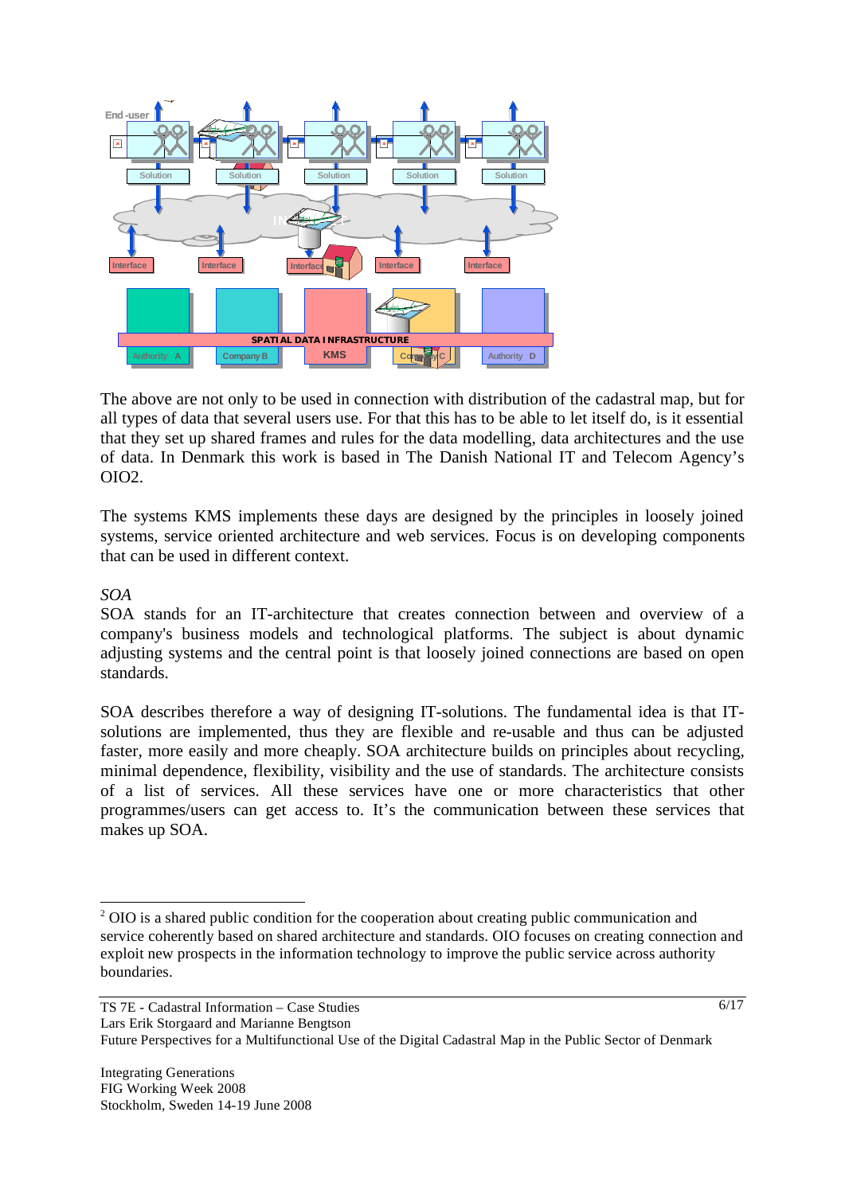The above are not only to be used in connection with distribution of the cadastral map, but for all types of data that several users use. For that this has to be able to let itself do, is it essential that they set up shared frames and rules for the data modelling, data architectures and the use of data. In Denmark this work is based in The Danish National IT and Telecom Agency's OIO2.

The systems KMS implements these days are designed by the principles in loosely joined systems, service oriented architecture and web services. Focus is on developing components that can be used in different context.

*SOA*

SOA stands for an IT-architecture that creates connection between and overview of a company's business models and technological platforms. The subject is about dynamic adjusting systems and the central point is that loosely joined connections are based on open standards.

SOA describes therefore a way of designing IT-solutions. The fundamental idea is that IT-solutions are implemented, thus they are flexible and re-usable and thus can be adjusted faster, more easily and more cheaply. SOA architecture builds on principles about recycling, minimal dependence, flexibility, visibility and the use of standards. The architecture consists of a list of services. All these services have one or more characteristics that other programmes/users can get access to. It's the communication between these services that makes up SOA.

---

[2] OIO is a shared public condition for the cooperation about creating public communication and service coherently based on shared architecture and standards. OIO focuses on creating connection and exploit new prospects in the information technology to improve the public service across authority boundaries.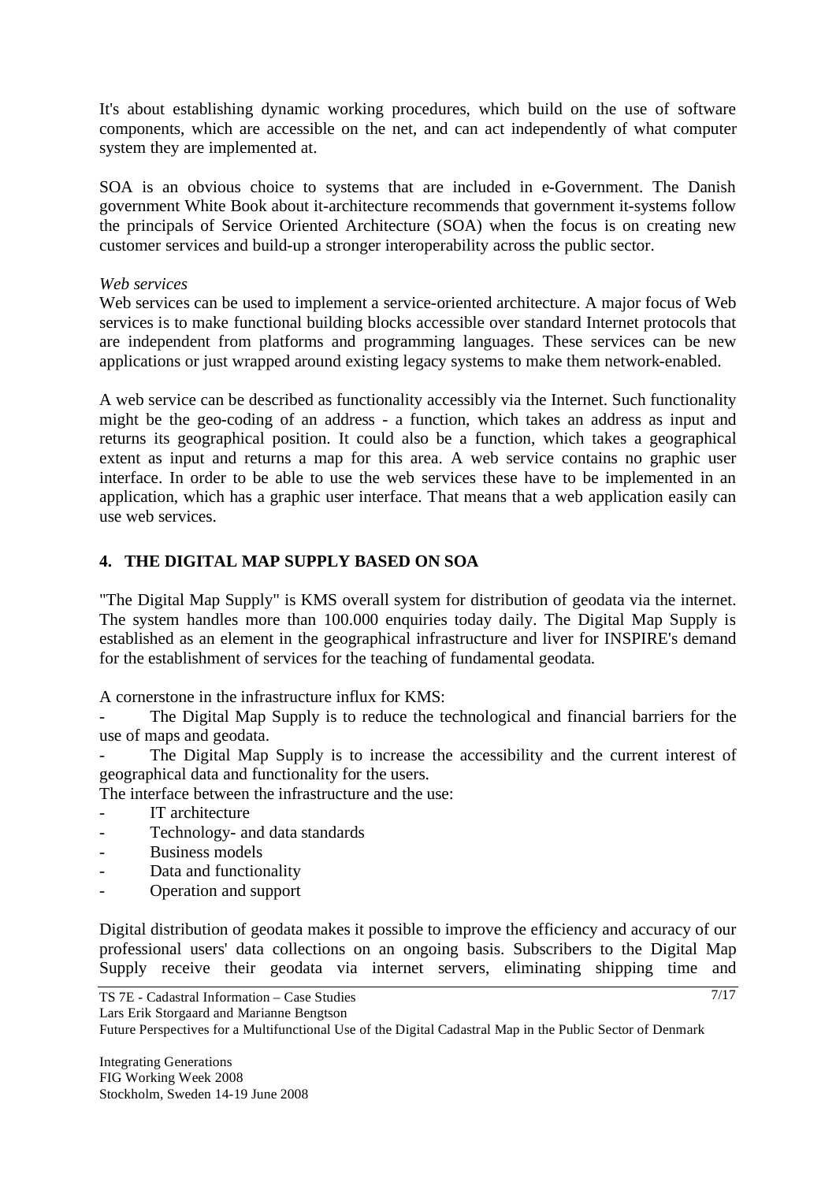It's about establishing dynamic working procedures, which build on the use of software components, which are accessible on the net, and can act independently of what computer system they are implemented at.

SOA is an obvious choice to systems that are included in e-Government. The Danish government White Book about it-architecture recommends that government it-systems follow the principals of Service Oriented Architecture (SOA) when the focus is on creating new customer services and build-up a stronger interoperability across the public sector.

*Web services*

Web services can be used to implement a service-oriented architecture. A major focus of Web services is to make functional building blocks accessible over standard Internet protocols that are independent from platforms and programming languages. These services can be new applications or just wrapped around existing legacy systems to make them network-enabled.

A web service can be described as functionality accessibly via the Internet. Such functionality might be the geo-coding of an address - a function, which takes an address as input and returns its geographical position. It could also be a function, which takes a geographical extent as input and returns a map for this area. A web service contains no graphic user interface. In order to be able to use the web services these have to be implemented in an application, which has a graphic user interface. That means that a web application easily can use web services.

## 4. THE DIGITAL MAP SUPPLY BASED ON SOA

"The Digital Map Supply" is KMS overall system for distribution of geodata via the internet. The system handles more than 100.000 enquiries today daily. The Digital Map Supply is established as an element in the geographical infrastructure and liver for INSPIRE's demand for the establishment of services for the teaching of fundamental geodata.

A cornerstone in the infrastructure influx for KMS:

- The Digital Map Supply is to reduce the technological and financial barriers for the use of maps and geodata.
- The Digital Map Supply is to increase the accessibility and the current interest of geographical data and functionality for the users.

The interface between the infrastructure and the use:

- IT architecture
- Technology- and data standards
- Business models
- Data and functionality
- Operation and support

Digital distribution of geodata makes it possible to improve the efficiency and accuracy of our professional users' data collections on an ongoing basis. Subscribers to the Digital Map Supply receive their geodata via internet servers, eliminating shipping time and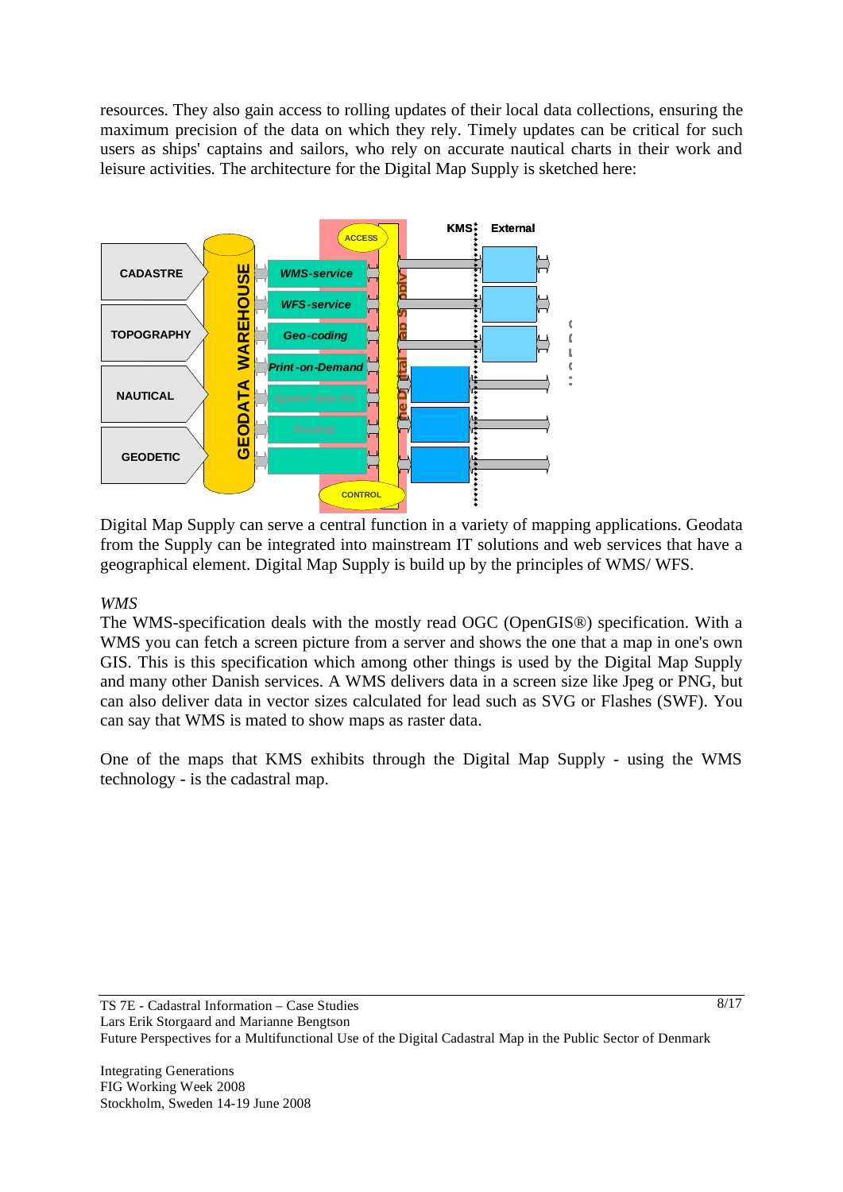resources. They also gain access to rolling updates of their local data collections, ensuring the maximum precision of the data on which they rely. Timely updates can be critical for such users as ships' captains and sailors, who rely on accurate nautical charts in their work and leisure activities. The architecture for the Digital Map Supply is sketched here:

Digital Map Supply can serve a central function in a variety of mapping applications. Geodata from the Supply can be integrated into mainstream IT solutions and web services that have a geographical element. Digital Map Supply is build up by the principles of WMS/ WFS.

*WMS*

The WMS-specification deals with the mostly read OGC (OpenGIS®) specification. With a WMS you can fetch a screen picture from a server and shows the one that a map in one's own GIS. This is this specification which among other things is used by the Digital Map Supply and many other Danish services. A WMS delivers data in a screen size like Jpeg or PNG, but can also deliver data in vector sizes calculated for lead such as SVG or Flashes (SWF). You can say that WMS is mated to show maps as raster data.

One of the maps that KMS exhibits through the Digital Map Supply - using the WMS technology - is the cadastral map.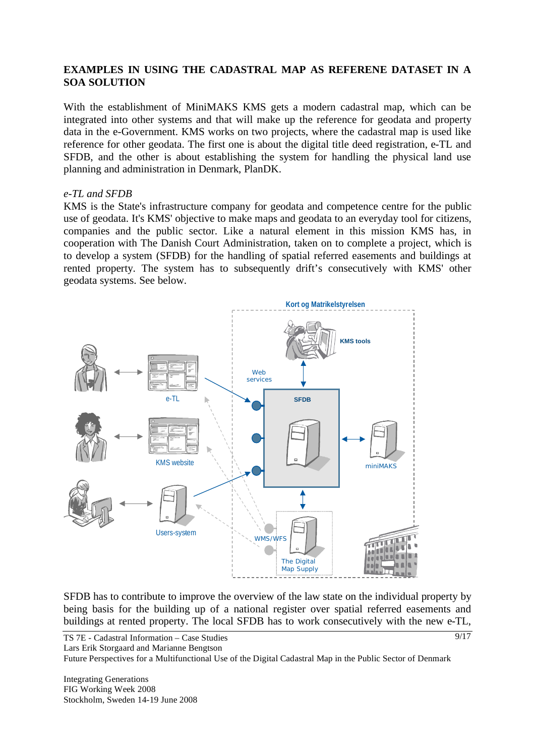## EXAMPLES IN USING THE CADASTRAL MAP AS REFERENE DATASET IN A SOA SOLUTION

With the establishment of MiniMAKS KMS gets a modern cadastral map, which can be integrated into other systems and that will make up the reference for geodata and property data in the e-Government. KMS works on two projects, where the cadastral map is used like reference for other geodata. The first one is about the digital title deed registration, e-TL and SFDB, and the other is about establishing the system for handling the physical land use planning and administration in Denmark, PlanDK.

*e-TL and SFDB*

KMS is the State's infrastructure company for geodata and competence centre for the public use of geodata. It's KMS' objective to make maps and geodata to an everyday tool for citizens, companies and the public sector. Like a natural element in this mission KMS has, in cooperation with The Danish Court Administration, taken on to complete a project, which is to develop a system (SFDB) for the handling of spatial referred easements and buildings at rented property. The system has to subsequently drift's consecutively with KMS' other geodata systems. See below.

SFDB has to contribute to improve the overview of the law state on the individual property by being basis for the building up of a national register over spatial referred easements and buildings at rented property. The local SFDB has to work consecutively with the new e-TL,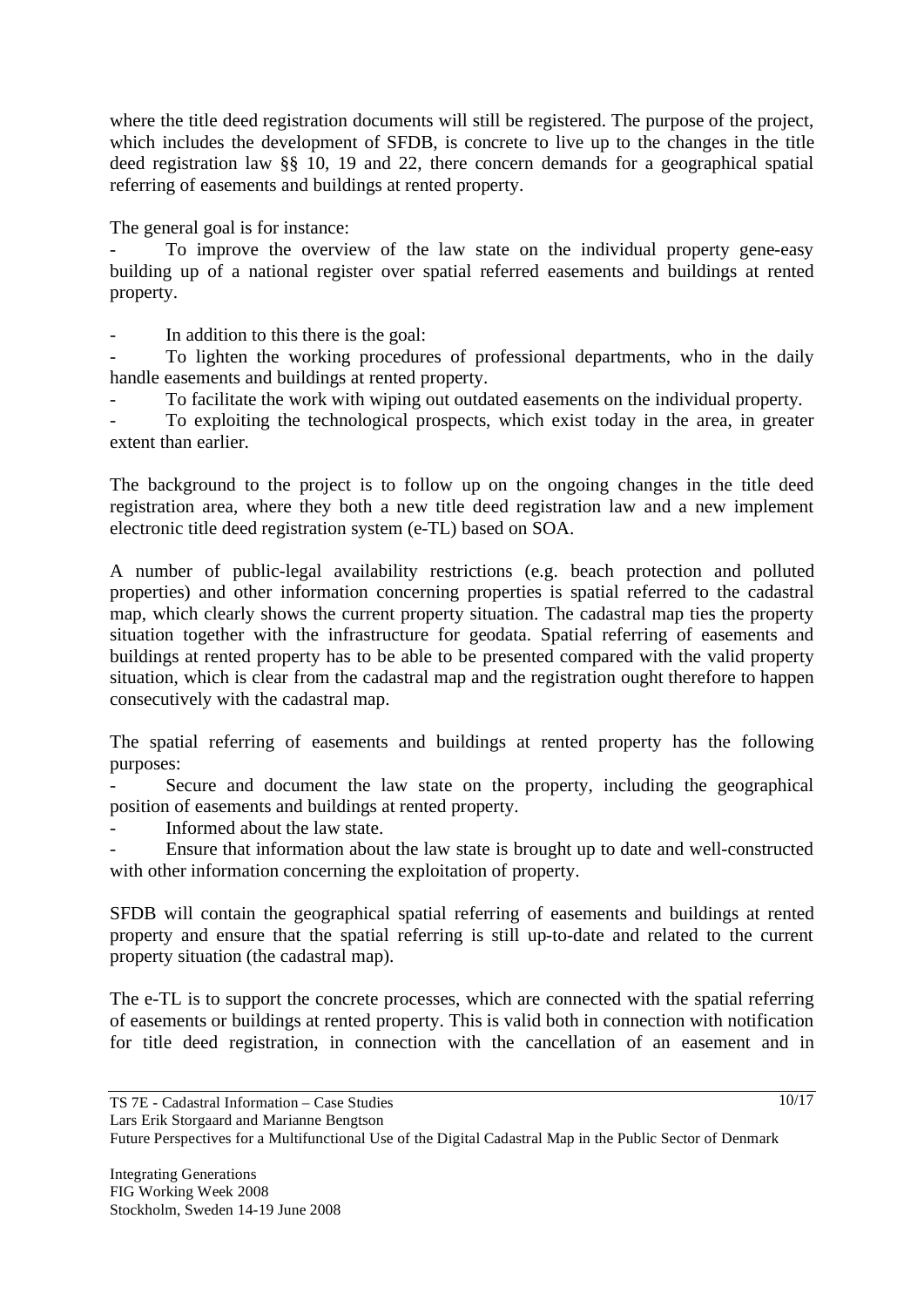where the title deed registration documents will still be registered. The purpose of the project, which includes the development of SFDB, is concrete to live up to the changes in the title deed registration law §§ 10, 19 and 22, there concern demands for a geographical spatial referring of easements and buildings at rented property.

The general goal is for instance:

- To improve the overview of the law state on the individual property gene-easy building up of a national register over spatial referred easements and buildings at rented property.

- In addition to this there is the goal:
- To lighten the working procedures of professional departments, who in the daily handle easements and buildings at rented property.
- To facilitate the work with wiping out outdated easements on the individual property.
- To exploiting the technological prospects, which exist today in the area, in greater extent than earlier.

The background to the project is to follow up on the ongoing changes in the title deed registration area, where they both a new title deed registration law and a new implement electronic title deed registration system (e-TL) based on SOA.

A number of public-legal availability restrictions (e.g. beach protection and polluted properties) and other information concerning properties is spatial referred to the cadastral map, which clearly shows the current property situation. The cadastral map ties the property situation together with the infrastructure for geodata. Spatial referring of easements and buildings at rented property has to be able to be presented compared with the valid property situation, which is clear from the cadastral map and the registration ought therefore to happen consecutively with the cadastral map.

The spatial referring of easements and buildings at rented property has the following purposes:

- Secure and document the law state on the property, including the geographical position of easements and buildings at rented property.
- Informed about the law state.
- Ensure that information about the law state is brought up to date and well-constructed with other information concerning the exploitation of property.

SFDB will contain the geographical spatial referring of easements and buildings at rented property and ensure that the spatial referring is still up-to-date and related to the current property situation (the cadastral map).

The e-TL is to support the concrete processes, which are connected with the spatial referring of easements or buildings at rented property. This is valid both in connection with notification for title deed registration, in connection with the cancellation of an easement and in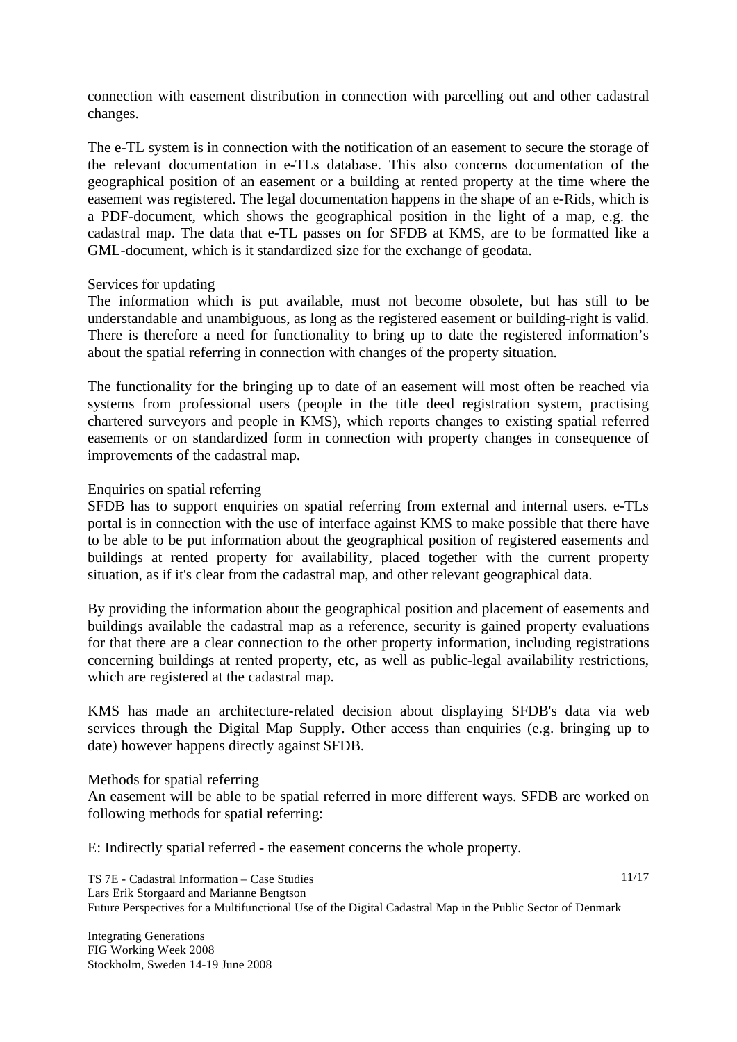connection with easement distribution in connection with parcelling out and other cadastral changes.

The e-TL system is in connection with the notification of an easement to secure the storage of the relevant documentation in e-TLs database. This also concerns documentation of the geographical position of an easement or a building at rented property at the time where the easement was registered. The legal documentation happens in the shape of an e-Rids, which is a PDF-document, which shows the geographical position in the light of a map, e.g. the cadastral map. The data that e-TL passes on for SFDB at KMS, are to be formatted like a GML-document, which is it standardized size for the exchange of geodata.

### Services for updating

The information which is put available, must not become obsolete, but has still to be understandable and unambiguous, as long as the registered easement or building-right is valid. There is therefore a need for functionality to bring up to date the registered information's about the spatial referring in connection with changes of the property situation.

The functionality for the bringing up to date of an easement will most often be reached via systems from professional users (people in the title deed registration system, practising chartered surveyors and people in KMS), which reports changes to existing spatial referred easements or on standardized form in connection with property changes in consequence of improvements of the cadastral map.

### Enquiries on spatial referring

SFDB has to support enquiries on spatial referring from external and internal users. e-TLs portal is in connection with the use of interface against KMS to make possible that there have to be able to be put information about the geographical position of registered easements and buildings at rented property for availability, placed together with the current property situation, as if it's clear from the cadastral map, and other relevant geographical data.

By providing the information about the geographical position and placement of easements and buildings available the cadastral map as a reference, security is gained property evaluations for that there are a clear connection to the other property information, including registrations concerning buildings at rented property, etc, as well as public-legal availability restrictions, which are registered at the cadastral map.

KMS has made an architecture-related decision about displaying SFDB's data via web services through the Digital Map Supply. Other access than enquiries (e.g. bringing up to date) however happens directly against SFDB.

### Methods for spatial referring

An easement will be able to be spatial referred in more different ways. SFDB are worked on following methods for spatial referring:

E: Indirectly spatial referred - the easement concerns the whole property.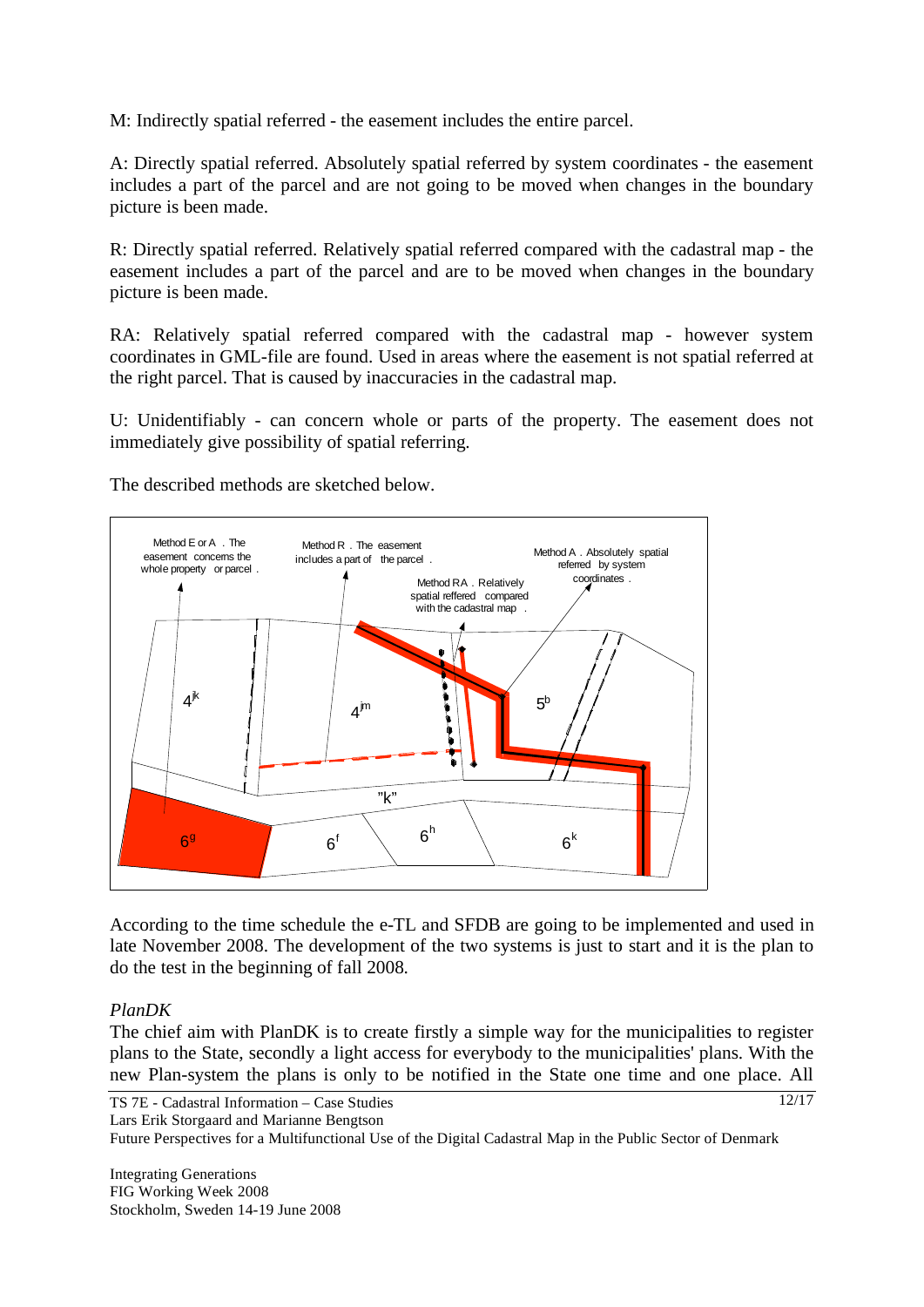M: Indirectly spatial referred - the easement includes the entire parcel.

A: Directly spatial referred. Absolutely spatial referred by system coordinates - the easement includes a part of the parcel and are not going to be moved when changes in the boundary picture is been made.

R: Directly spatial referred. Relatively spatial referred compared with the cadastral map - the easement includes a part of the parcel and are to be moved when changes in the boundary picture is been made.

RA: Relatively spatial referred compared with the cadastral map - however system coordinates in GML-file are found. Used in areas where the easement is not spatial referred at the right parcel. That is caused by inaccuracies in the cadastral map.

U: Unidentifiably - can concern whole or parts of the property. The easement does not immediately give possibility of spatial referring.

The described methods are sketched below.

Method E or A . The easement concerns the whole property or parcel .

Method R . The easement includes a part of the parcel .

Method RA . Relatively spatial reffered compared with the cadastral map .

Method A . Absolutely spatial referred by system coordinates .

4jk 4jm 5b "k" 6g 6f 6h 6k

According to the time schedule the e-TL and SFDB are going to be implemented and used in late November 2008. The development of the two systems is just to start and it is the plan to do the test in the beginning of fall 2008.

*PlanDK*

The chief aim with PlanDK is to create firstly a simple way for the municipalities to register plans to the State, secondly a light access for everybody to the municipalities' plans. With the new Plan-system the plans is only to be notified in the State one time and one place. All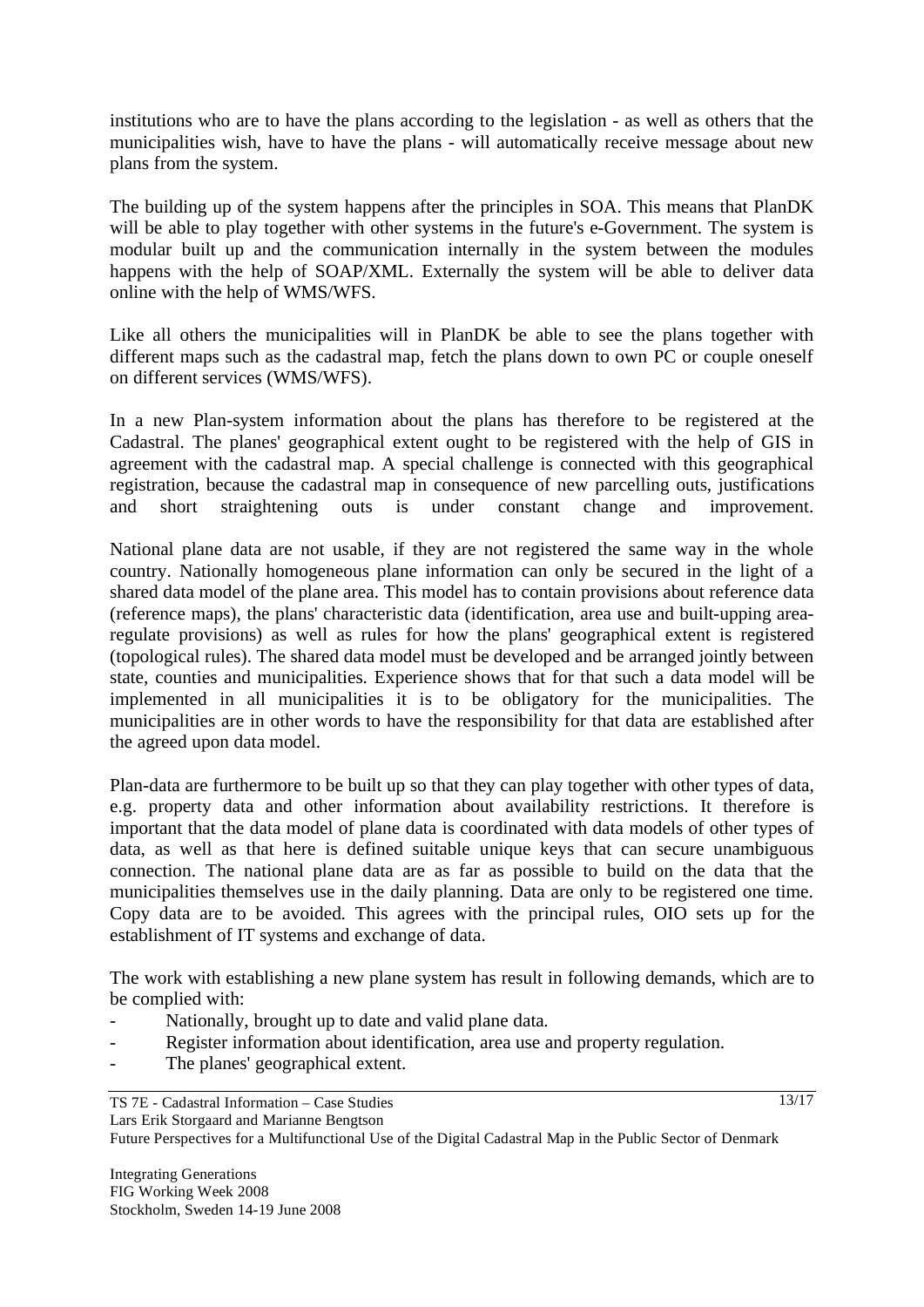institutions who are to have the plans according to the legislation - as well as others that the municipalities wish, have to have the plans - will automatically receive message about new plans from the system.

The building up of the system happens after the principles in SOA. This means that PlanDK will be able to play together with other systems in the future's e-Government. The system is modular built up and the communication internally in the system between the modules happens with the help of SOAP/XML. Externally the system will be able to deliver data online with the help of WMS/WFS.

Like all others the municipalities will in PlanDK be able to see the plans together with different maps such as the cadastral map, fetch the plans down to own PC or couple oneself on different services (WMS/WFS).

In a new Plan-system information about the plans has therefore to be registered at the Cadastral. The planes' geographical extent ought to be registered with the help of GIS in agreement with the cadastral map. A special challenge is connected with this geographical registration, because the cadastral map in consequence of new parcelling outs, justifications and short straightening outs is under constant change and improvement.

National plane data are not usable, if they are not registered the same way in the whole country. Nationally homogeneous plane information can only be secured in the light of a shared data model of the plane area. This model has to contain provisions about reference data (reference maps), the plans' characteristic data (identification, area use and built-upping area-regulate provisions) as well as rules for how the plans' geographical extent is registered (topological rules). The shared data model must be developed and be arranged jointly between state, counties and municipalities. Experience shows that for that such a data model will be implemented in all municipalities it is to be obligatory for the municipalities. The municipalities are in other words to have the responsibility for that data are established after the agreed upon data model.

Plan-data are furthermore to be built up so that they can play together with other types of data, e.g. property data and other information about availability restrictions. It therefore is important that the data model of plane data is coordinated with data models of other types of data, as well as that here is defined suitable unique keys that can secure unambiguous connection. The national plane data are as far as possible to build on the data that the municipalities themselves use in the daily planning. Data are only to be registered one time. Copy data are to be avoided. This agrees with the principal rules, OIO sets up for the establishment of IT systems and exchange of data.

The work with establishing a new plane system has result in following demands, which are to be complied with:

- Nationally, brought up to date and valid plane data.
- Register information about identification, area use and property regulation.
- The planes' geographical extent.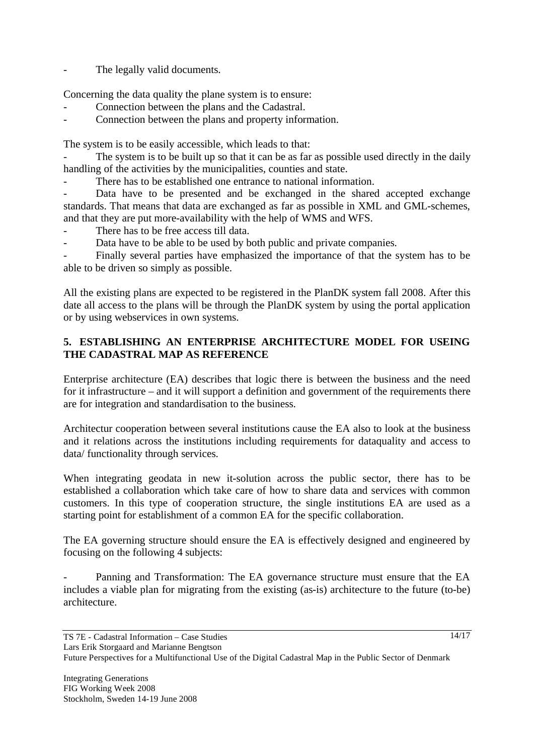- The legally valid documents.

Concerning the data quality the plane system is to ensure:

- Connection between the plans and the Cadastral.
- Connection between the plans and property information.

The system is to be easily accessible, which leads to that:

- The system is to be built up so that it can be as far as possible used directly in the daily handling of the activities by the municipalities, counties and state.
- There has to be established one entrance to national information.
- Data have to be presented and be exchanged in the shared accepted exchange standards. That means that data are exchanged as far as possible in XML and GML-schemes, and that they are put more-availability with the help of WMS and WFS.
- There has to be free access till data.
- Data have to be able to be used by both public and private companies.
- Finally several parties have emphasized the importance of that the system has to be able to be driven so simply as possible.

All the existing plans are expected to be registered in the PlanDK system fall 2008. After this date all access to the plans will be through the PlanDK system by using the portal application or by using webservices in own systems.

## 5. ESTABLISHING AN ENTERPRISE ARCHITECTURE MODEL FOR USEING THE CADASTRAL MAP AS REFERENCE

Enterprise architecture (EA) describes that logic there is between the business and the need for it infrastructure – and it will support a definition and government of the requirements there are for integration and standardisation to the business.

Architectur cooperation between several institutions cause the EA also to look at the business and it relations across the institutions including requirements for dataquality and access to data/ functionality through services.

When integrating geodata in new it-solution across the public sector, there has to be established a collaboration which take care of how to share data and services with common customers. In this type of cooperation structure, the single institutions EA are used as a starting point for establishment of a common EA for the specific collaboration.

The EA governing structure should ensure the EA is effectively designed and engineered by focusing on the following 4 subjects:

- Panning and Transformation: The EA governance structure must ensure that the EA includes a viable plan for migrating from the existing (as-is) architecture to the future (to-be) architecture.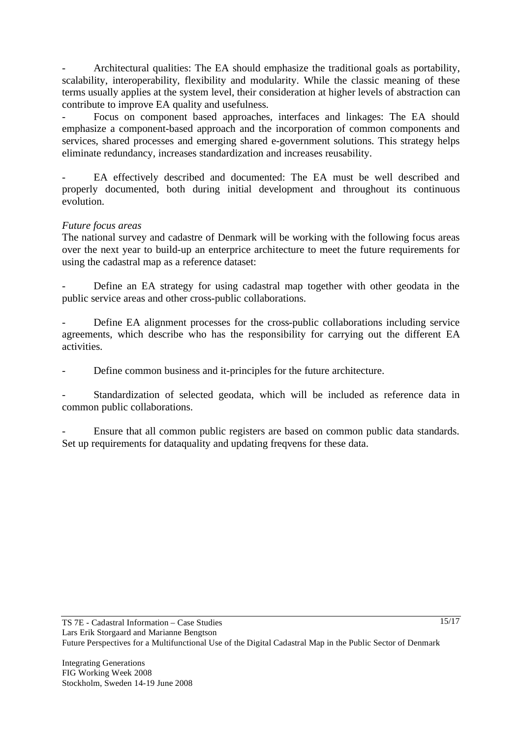- Architectural qualities: The EA should emphasize the traditional goals as portability, scalability, interoperability, flexibility and modularity. While the classic meaning of these terms usually applies at the system level, their consideration at higher levels of abstraction can contribute to improve EA quality and usefulness.

- Focus on component based approaches, interfaces and linkages: The EA should emphasize a component-based approach and the incorporation of common components and services, shared processes and emerging shared e-government solutions. This strategy helps eliminate redundancy, increases standardization and increases reusability.

- EA effectively described and documented: The EA must be well described and properly documented, both during initial development and throughout its continuous evolution.

*Future focus areas*

The national survey and cadastre of Denmark will be working with the following focus areas over the next year to build-up an enterprice architecture to meet the future requirements for using the cadastral map as a reference dataset:

- Define an EA strategy for using cadastral map together with other geodata in the public service areas and other cross-public collaborations.

- Define EA alignment processes for the cross-public collaborations including service agreements, which describe who has the responsibility for carrying out the different EA activities.

- Define common business and it-principles for the future architecture.

- Standardization of selected geodata, which will be included as reference data in common public collaborations.

- Ensure that all common public registers are based on common public data standards. Set up requirements for dataquality and updating freqvens for these data.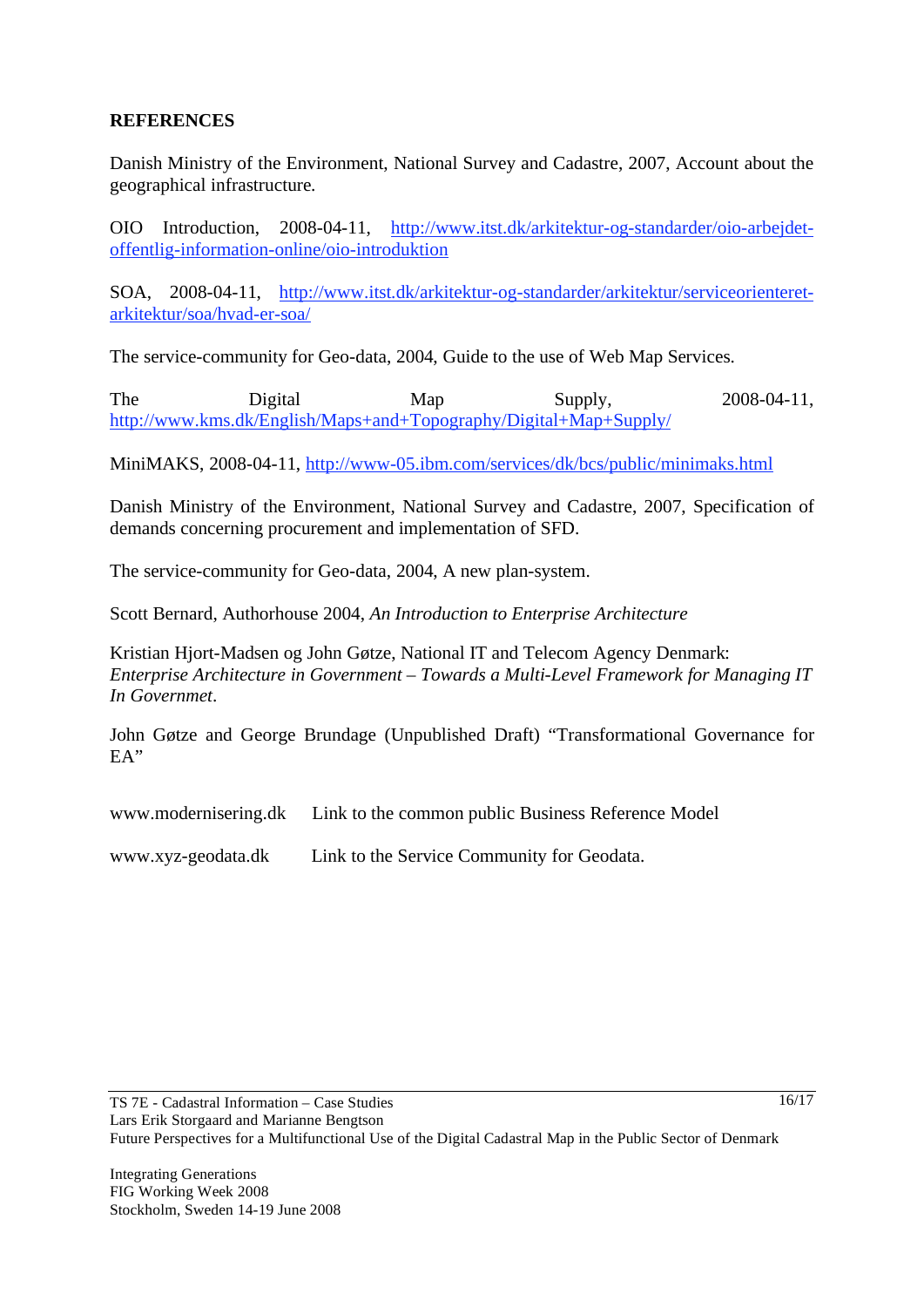## REFERENCES

Danish Ministry of the Environment, National Survey and Cadastre, 2007, Account about the geographical infrastructure.

OIO Introduction, 2008-04-11, http://www.itst.dk/arkitektur-og-standarder/oio-arbejdet-offentlig-information-online/oio-introduktion

SOA, 2008-04-11, http://www.itst.dk/arkitektur-og-standarder/arkitektur/serviceorienteret-arkitektur/soa/hvad-er-soa/

The service-community for Geo-data, 2004, Guide to the use of Web Map Services.

The Digital Map Supply, 2008-04-11, http://www.kms.dk/English/Maps+and+Topography/Digital+Map+Supply/

MiniMAKS, 2008-04-11, http://www-05.ibm.com/services/dk/bcs/public/minimaks.html

Danish Ministry of the Environment, National Survey and Cadastre, 2007, Specification of demands concerning procurement and implementation of SFD.

The service-community for Geo-data, 2004, A new plan-system.

Scott Bernard, Authorhouse 2004, *An Introduction to Enterprise Architecture*

Kristian Hjort-Madsen og John Gøtze, National IT and Telecom Agency Denmark: *Enterprise Architecture in Government – Towards a Multi-Level Framework for Managing IT In Governmet*.

John Gøtze and George Brundage (Unpublished Draft) "Transformational Governance for EA"

www.modernisering.dk Link to the common public Business Reference Model

www.xyz-geodata.dk Link to the Service Community for Geodata.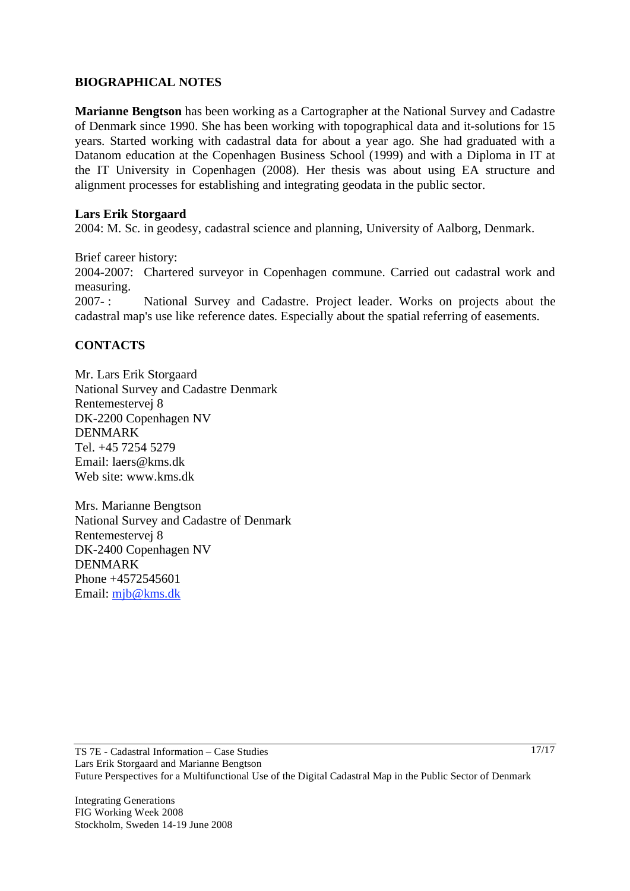## BIOGRAPHICAL NOTES

**Marianne Bengtson** has been working as a Cartographer at the National Survey and Cadastre of Denmark since 1990. She has been working with topographical data and it-solutions for 15 years. Started working with cadastral data for about a year ago. She had graduated with a Datanom education at the Copenhagen Business School (1999) and with a Diploma in IT at the IT University in Copenhagen (2008). Her thesis was about using EA structure and alignment processes for establishing and integrating geodata in the public sector.

**Lars Erik Storgaard**
2004: M. Sc. in geodesy, cadastral science and planning, University of Aalborg, Denmark.

Brief career history:
2004-2007: Chartered surveyor in Copenhagen commune. Carried out cadastral work and measuring.
2007- : National Survey and Cadastre. Project leader. Works on projects about the cadastral map's use like reference dates. Especially about the spatial referring of easements.

## CONTACTS

Mr. Lars Erik Storgaard
National Survey and Cadastre Denmark
Rentemestervej 8
DK-2200 Copenhagen NV
DENMARK
Tel. +45 7254 5279
Email: laers@kms.dk
Web site: www.kms.dk

Mrs. Marianne Bengtson
National Survey and Cadastre of Denmark
Rentemestervej 8
DK-2400 Copenhagen NV
DENMARK
Phone +4572545601
Email: mjb@kms.dk